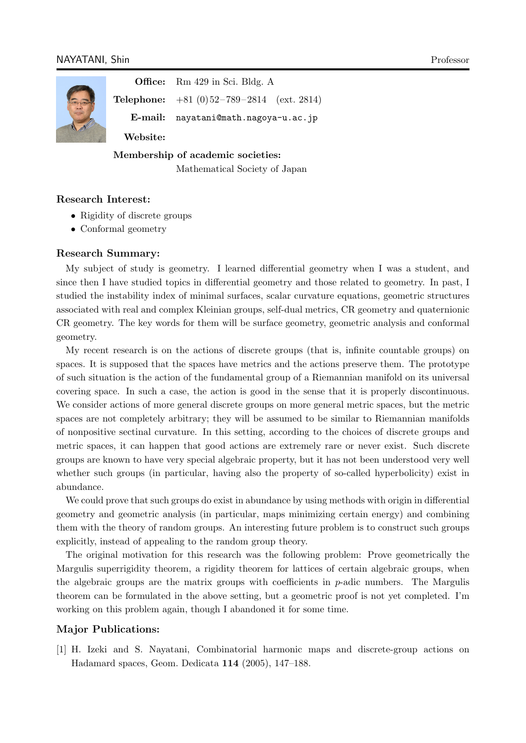# NAYATANI, Shin

Professor

**Office:** Rm 429 in Sci. Bldg. A

**Telephone:** +81 (0)52–789–2814 (ext. 2814)

**E-mail:** nayatani@math.nagoya-u.ac.jp

**Website:**

**Membership of academic societies:**

Mathematical Society of Japan

## Research Interest:

- Rigidity of discrete groups
- Conformal geometry

## Research Summary:

My subject of study is geometry. I learned differential geometry when I was a student, and since then I have studied topics in differential geometry and those related to geometry. In past, I studied the instability index of minimal surfaces, scalar curvature equations, geometric structures associated with real and complex Kleinian groups, self-dual metrics, CR geometry and quaternionic CR geometry. The key words for them will be surface geometry, geometric analysis and conformal geometry.

My recent research is on the actions of discrete groups (that is, infinite countable groups) on spaces. It is supposed that the spaces have metrics and the actions preserve them. The prototype of such situation is the action of the fundamental group of a Riemannian manifold on its universal covering space. In such a case, the action is good in the sense that it is properly discontinuous. We consider actions of more general discrete groups on more general metric spaces, but the metric spaces are not completely arbitrary; they will be assumed to be similar to Riemannian manifolds of nonpositive sectinal curvature. In this setting, according to the choices of discrete groups and metric spaces, it can happen that good actions are extremely rare or never exist. Such discrete groups are known to have very special algebraic property, but it has not been understood very well whether such groups (in particular, having also the property of so-called hyperbolicity) exist in abundance.

We could prove that such groups do exist in abundance by using methods with origin in differential geometry and geometric analysis (in particular, maps minimizing certain energy) and combining them with the theory of random groups. An interesting future problem is to construct such groups explicitly, instead of appealing to the random group theory.

The original motivation for this research was the following problem: Prove geometrically the Margulis superrigidity theorem, a rigidity theorem for lattices of certain algebraic groups, when the algebraic groups are the matrix groups with coefficients in $p$-adic numbers. The Margulis theorem can be formulated in the above setting, but a geometric proof is not yet completed. I'm working on this problem again, though I abandoned it for some time.

## Major Publications:

[1] H. Izeki and S. Nayatani, Combinatorial harmonic maps and discrete-group actions on Hadamard spaces, Geom. Dedicata **114** (2005), 147–188.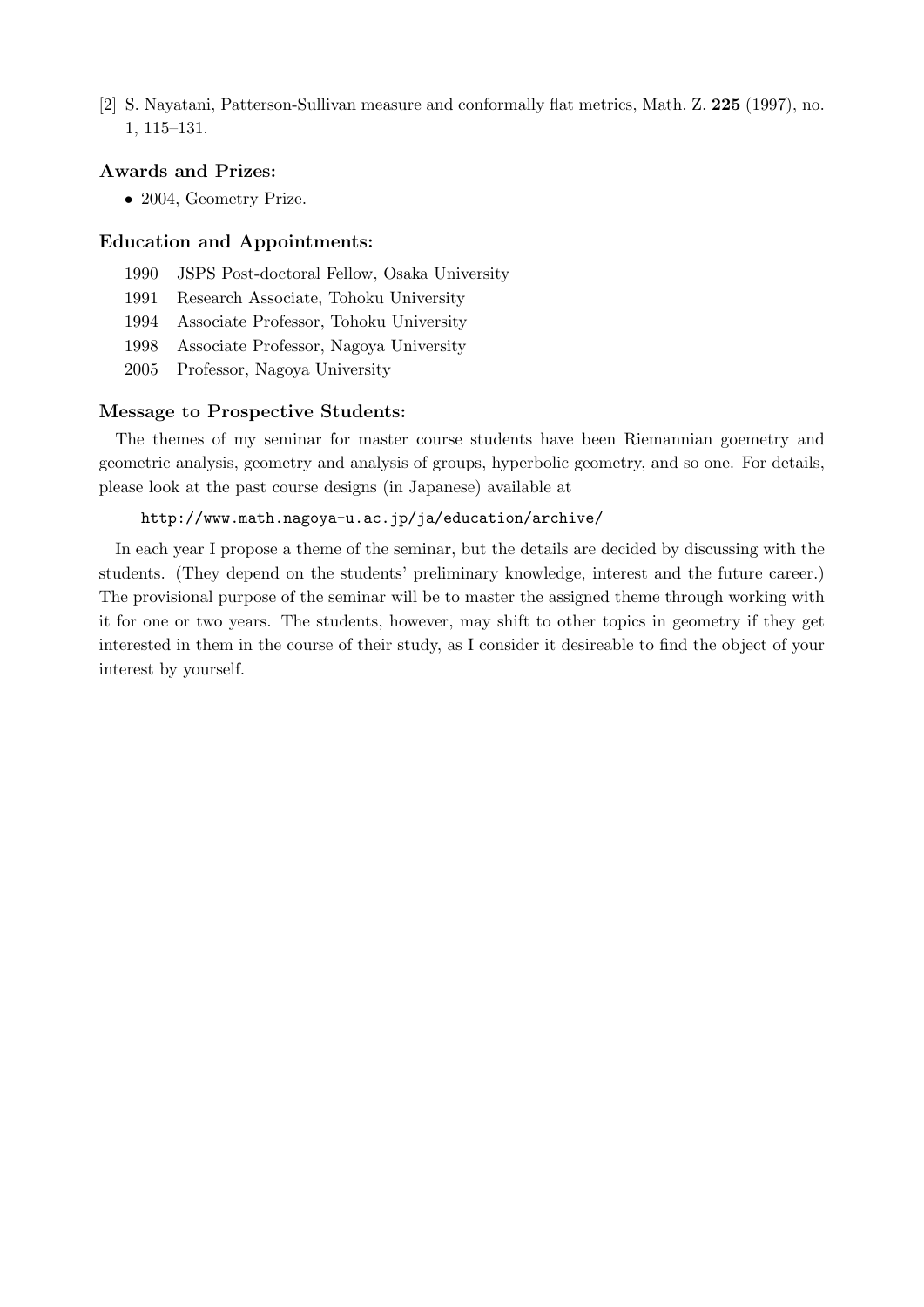[2] S. Nayatani, Patterson-Sullivan measure and conformally flat metrics, Math. Z. **225** (1997), no. 1, 115–131.

### Awards and Prizes:

- 2004, Geometry Prize.

### Education and Appointments:

| | |
|---|---|
| 1990 | JSPS Post-doctoral Fellow, Osaka University |
| 1991 | Research Associate, Tohoku University |
| 1994 | Associate Professor, Tohoku University |
| 1998 | Associate Professor, Nagoya University |
| 2005 | Professor, Nagoya University |

### Message to Prospective Students:

The themes of my seminar for master course students have been Riemannian goemetry and geometric analysis, geometry and analysis of groups, hyperbolic geometry, and so one. For details, please look at the past course designs (in Japanese) available at

`http://www.math.nagoya-u.ac.jp/ja/education/archive/`

In each year I propose a theme of the seminar, but the details are decided by discussing with the students. (They depend on the students' preliminary knowledge, interest and the future career.) The provisional purpose of the seminar will be to master the assigned theme through working with it for one or two years. The students, however, may shift to other topics in geometry if they get interested in them in the course of their study, as I consider it desireable to find the object of your interest by yourself.